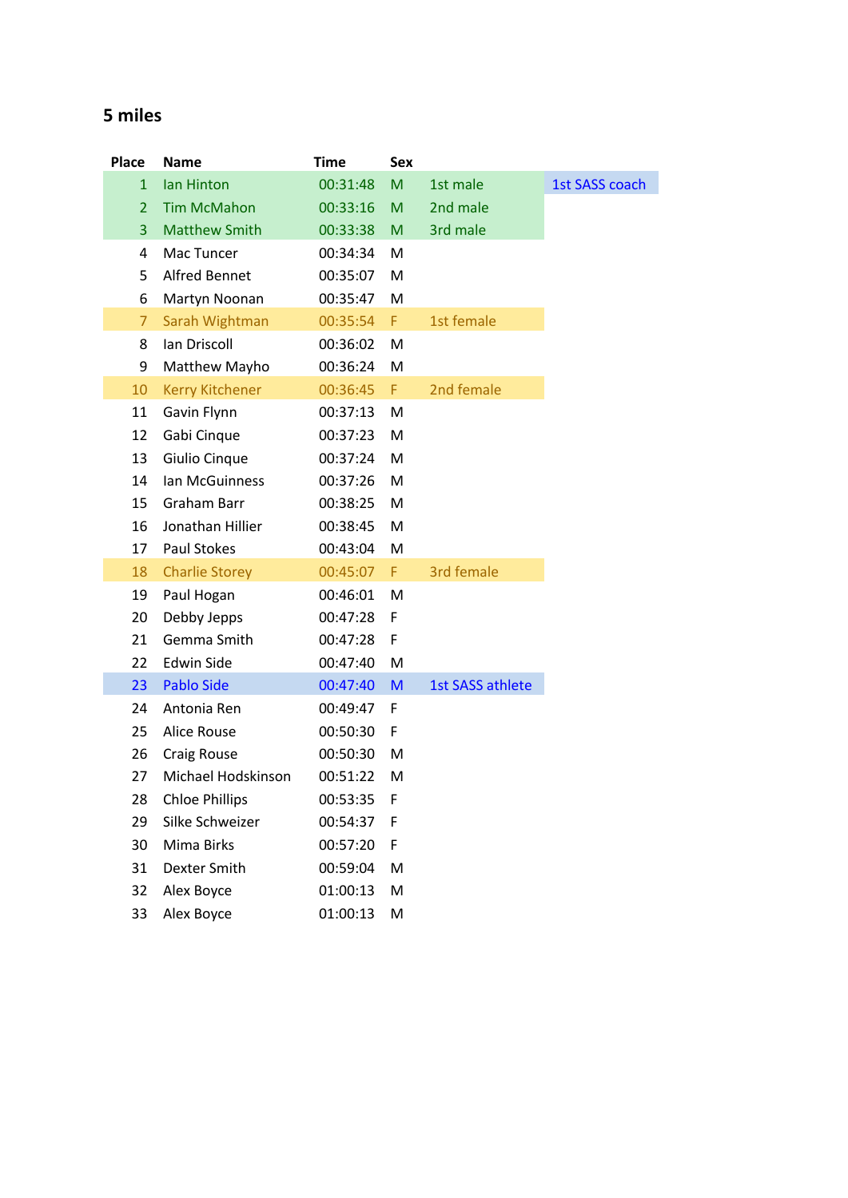## 5 miles

| Place | Name | Time | Sex | | |
|---|---|---|---|---|---|
| 1 | Ian Hinton | 00:31:48 | M | 1st male | 1st SASS coach |
| 2 | Tim McMahon | 00:33:16 | M | 2nd male | |
| 3 | Matthew Smith | 00:33:38 | M | 3rd male | |
| 4 | Mac Tuncer | 00:34:34 | M | | |
| 5 | Alfred Bennet | 00:35:07 | M | | |
| 6 | Martyn Noonan | 00:35:47 | M | | |
| 7 | Sarah Wightman | 00:35:54 | F | 1st female | |
| 8 | Ian Driscoll | 00:36:02 | M | | |
| 9 | Matthew Mayho | 00:36:24 | M | | |
| 10 | Kerry Kitchener | 00:36:45 | F | 2nd female | |
| 11 | Gavin Flynn | 00:37:13 | M | | |
| 12 | Gabi Cinque | 00:37:23 | M | | |
| 13 | Giulio Cinque | 00:37:24 | M | | |
| 14 | Ian McGuinness | 00:37:26 | M | | |
| 15 | Graham Barr | 00:38:25 | M | | |
| 16 | Jonathan Hillier | 00:38:45 | M | | |
| 17 | Paul Stokes | 00:43:04 | M | | |
| 18 | Charlie Storey | 00:45:07 | F | 3rd female | |
| 19 | Paul Hogan | 00:46:01 | M | | |
| 20 | Debby Jepps | 00:47:28 | F | | |
| 21 | Gemma Smith | 00:47:28 | F | | |
| 22 | Edwin Side | 00:47:40 | M | | |
| 23 | Pablo Side | 00:47:40 | M | 1st SASS athlete | |
| 24 | Antonia Ren | 00:49:47 | F | | |
| 25 | Alice Rouse | 00:50:30 | F | | |
| 26 | Craig Rouse | 00:50:30 | M | | |
| 27 | Michael Hodskinson | 00:51:22 | M | | |
| 28 | Chloe Phillips | 00:53:35 | F | | |
| 29 | Silke Schweizer | 00:54:37 | F | | |
| 30 | Mima Birks | 00:57:20 | F | | |
| 31 | Dexter Smith | 00:59:04 | M | | |
| 32 | Alex Boyce | 01:00:13 | M | | |
| 33 | Alex Boyce | 01:00:13 | M | | |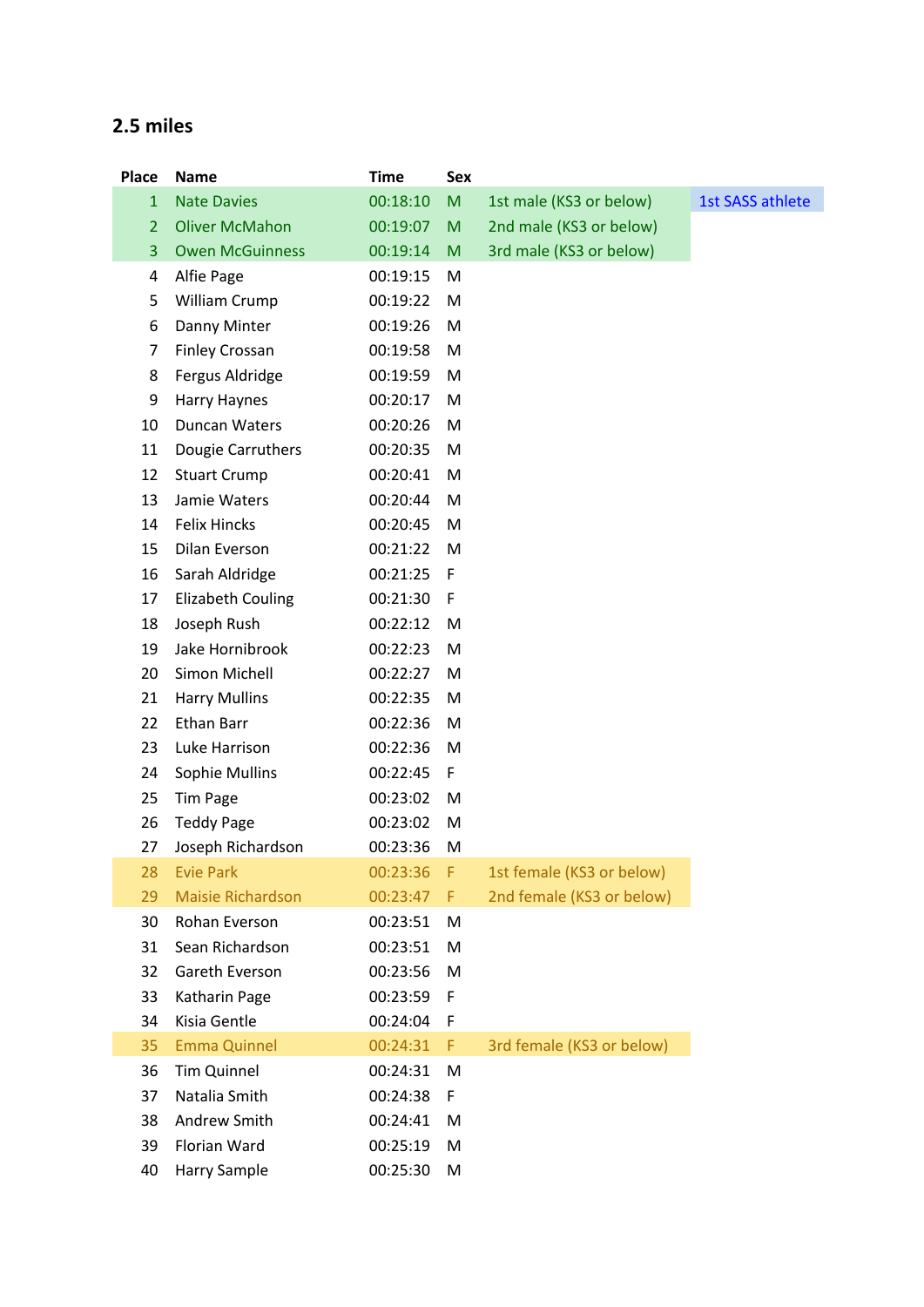## 2.5 miles

| Place | Name | Time | Sex | | |
|---|---|---|---|---|---|
| 1 | Nate Davies | 00:18:10 | M | 1st male (KS3 or below) | 1st SASS athlete |
| 2 | Oliver McMahon | 00:19:07 | M | 2nd male (KS3 or below) | |
| 3 | Owen McGuinness | 00:19:14 | M | 3rd male (KS3 or below) | |
| 4 | Alfie Page | 00:19:15 | M | | |
| 5 | William Crump | 00:19:22 | M | | |
| 6 | Danny Minter | 00:19:26 | M | | |
| 7 | Finley Crossan | 00:19:58 | M | | |
| 8 | Fergus Aldridge | 00:19:59 | M | | |
| 9 | Harry Haynes | 00:20:17 | M | | |
| 10 | Duncan Waters | 00:20:26 | M | | |
| 11 | Dougie Carruthers | 00:20:35 | M | | |
| 12 | Stuart Crump | 00:20:41 | M | | |
| 13 | Jamie Waters | 00:20:44 | M | | |
| 14 | Felix Hincks | 00:20:45 | M | | |
| 15 | Dilan Everson | 00:21:22 | M | | |
| 16 | Sarah Aldridge | 00:21:25 | F | | |
| 17 | Elizabeth Couling | 00:21:30 | F | | |
| 18 | Joseph Rush | 00:22:12 | M | | |
| 19 | Jake Hornibrook | 00:22:23 | M | | |
| 20 | Simon Michell | 00:22:27 | M | | |
| 21 | Harry Mullins | 00:22:35 | M | | |
| 22 | Ethan Barr | 00:22:36 | M | | |
| 23 | Luke Harrison | 00:22:36 | M | | |
| 24 | Sophie Mullins | 00:22:45 | F | | |
| 25 | Tim Page | 00:23:02 | M | | |
| 26 | Teddy Page | 00:23:02 | M | | |
| 27 | Joseph Richardson | 00:23:36 | M | | |
| 28 | Evie Park | 00:23:36 | F | 1st female (KS3 or below) | |
| 29 | Maisie Richardson | 00:23:47 | F | 2nd female (KS3 or below) | |
| 30 | Rohan Everson | 00:23:51 | M | | |
| 31 | Sean Richardson | 00:23:51 | M | | |
| 32 | Gareth Everson | 00:23:56 | M | | |
| 33 | Katharin Page | 00:23:59 | F | | |
| 34 | Kisia Gentle | 00:24:04 | F | | |
| 35 | Emma Quinnel | 00:24:31 | F | 3rd female (KS3 or below) | |
| 36 | Tim Quinnel | 00:24:31 | M | | |
| 37 | Natalia Smith | 00:24:38 | F | | |
| 38 | Andrew Smith | 00:24:41 | M | | |
| 39 | Florian Ward | 00:25:19 | M | | |
| 40 | Harry Sample | 00:25:30 | M | | |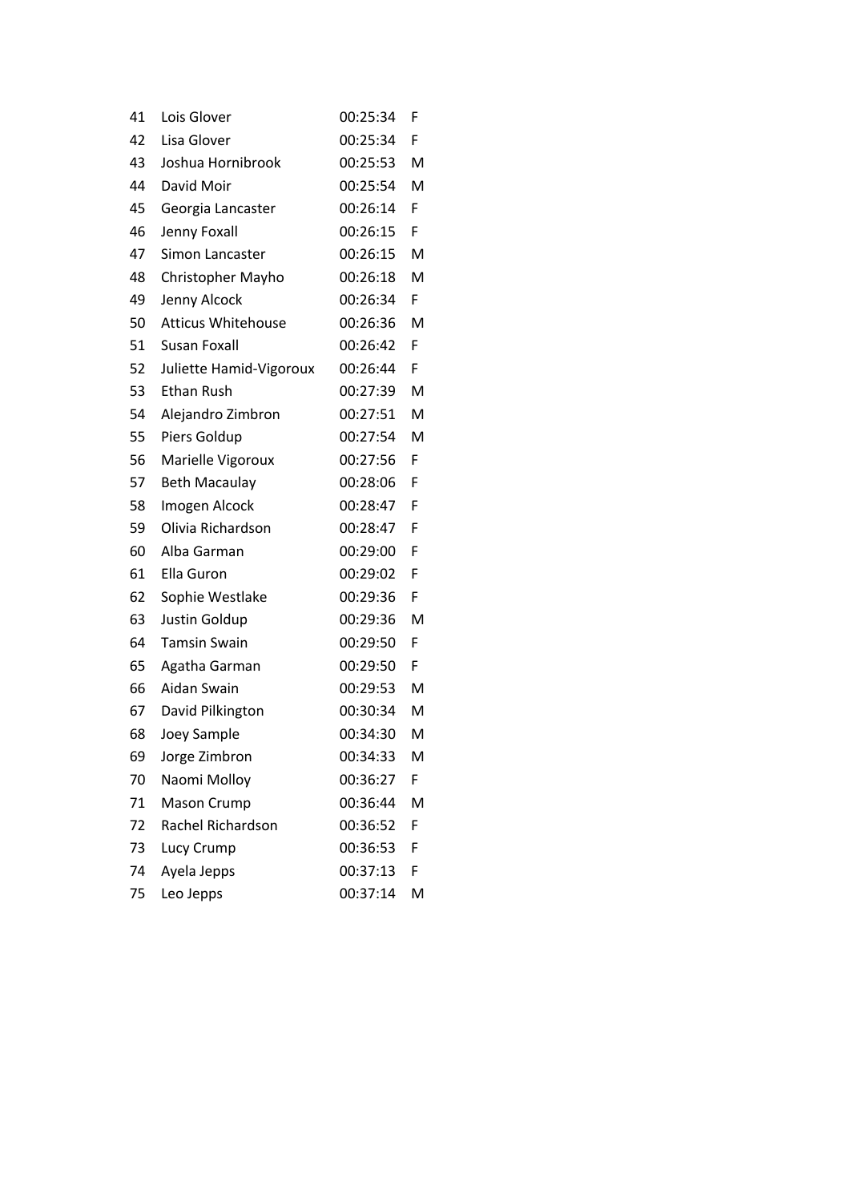| | | | |
|---|---|---|---|
| 41 | Lois Glover | 00:25:34 | F |
| 42 | Lisa Glover | 00:25:34 | F |
| 43 | Joshua Hornibrook | 00:25:53 | M |
| 44 | David Moir | 00:25:54 | M |
| 45 | Georgia Lancaster | 00:26:14 | F |
| 46 | Jenny Foxall | 00:26:15 | F |
| 47 | Simon Lancaster | 00:26:15 | M |
| 48 | Christopher Mayho | 00:26:18 | M |
| 49 | Jenny Alcock | 00:26:34 | F |
| 50 | Atticus Whitehouse | 00:26:36 | M |
| 51 | Susan Foxall | 00:26:42 | F |
| 52 | Juliette Hamid-Vigoroux | 00:26:44 | F |
| 53 | Ethan Rush | 00:27:39 | M |
| 54 | Alejandro Zimbron | 00:27:51 | M |
| 55 | Piers Goldup | 00:27:54 | M |
| 56 | Marielle Vigoroux | 00:27:56 | F |
| 57 | Beth Macaulay | 00:28:06 | F |
| 58 | Imogen Alcock | 00:28:47 | F |
| 59 | Olivia Richardson | 00:28:47 | F |
| 60 | Alba Garman | 00:29:00 | F |
| 61 | Ella Guron | 00:29:02 | F |
| 62 | Sophie Westlake | 00:29:36 | F |
| 63 | Justin Goldup | 00:29:36 | M |
| 64 | Tamsin Swain | 00:29:50 | F |
| 65 | Agatha Garman | 00:29:50 | F |
| 66 | Aidan Swain | 00:29:53 | M |
| 67 | David Pilkington | 00:30:34 | M |
| 68 | Joey Sample | 00:34:30 | M |
| 69 | Jorge Zimbron | 00:34:33 | M |
| 70 | Naomi Molloy | 00:36:27 | F |
| 71 | Mason Crump | 00:36:44 | M |
| 72 | Rachel Richardson | 00:36:52 | F |
| 73 | Lucy Crump | 00:36:53 | F |
| 74 | Ayela Jepps | 00:37:13 | F |
| 75 | Leo Jepps | 00:37:14 | M |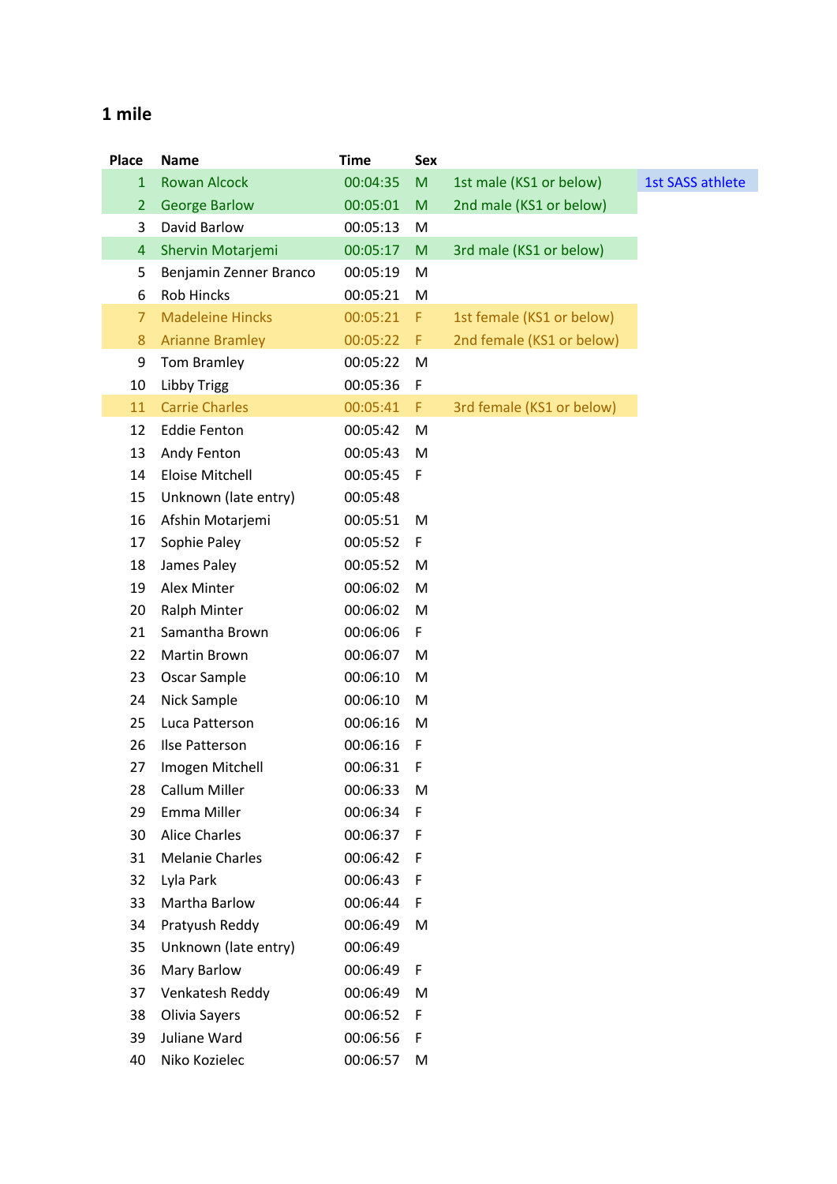## 1 mile

| Place | Name | Time | Sex | | |
|---|---|---|---|---|---|
| 1 | Rowan Alcock | 00:04:35 | M | 1st male (KS1 or below) | 1st SASS athlete |
| 2 | George Barlow | 00:05:01 | M | 2nd male (KS1 or below) | |
| 3 | David Barlow | 00:05:13 | M | | |
| 4 | Shervin Motarjemi | 00:05:17 | M | 3rd male (KS1 or below) | |
| 5 | Benjamin Zenner Branco | 00:05:19 | M | | |
| 6 | Rob Hincks | 00:05:21 | M | | |
| 7 | Madeleine Hincks | 00:05:21 | F | 1st female (KS1 or below) | |
| 8 | Arianne Bramley | 00:05:22 | F | 2nd female (KS1 or below) | |
| 9 | Tom Bramley | 00:05:22 | M | | |
| 10 | Libby Trigg | 00:05:36 | F | | |
| 11 | Carrie Charles | 00:05:41 | F | 3rd female (KS1 or below) | |
| 12 | Eddie Fenton | 00:05:42 | M | | |
| 13 | Andy Fenton | 00:05:43 | M | | |
| 14 | Eloise Mitchell | 00:05:45 | F | | |
| 15 | Unknown (late entry) | 00:05:48 | | | |
| 16 | Afshin Motarjemi | 00:05:51 | M | | |
| 17 | Sophie Paley | 00:05:52 | F | | |
| 18 | James Paley | 00:05:52 | M | | |
| 19 | Alex Minter | 00:06:02 | M | | |
| 20 | Ralph Minter | 00:06:02 | M | | |
| 21 | Samantha Brown | 00:06:06 | F | | |
| 22 | Martin Brown | 00:06:07 | M | | |
| 23 | Oscar Sample | 00:06:10 | M | | |
| 24 | Nick Sample | 00:06:10 | M | | |
| 25 | Luca Patterson | 00:06:16 | M | | |
| 26 | Ilse Patterson | 00:06:16 | F | | |
| 27 | Imogen Mitchell | 00:06:31 | F | | |
| 28 | Callum Miller | 00:06:33 | M | | |
| 29 | Emma Miller | 00:06:34 | F | | |
| 30 | Alice Charles | 00:06:37 | F | | |
| 31 | Melanie Charles | 00:06:42 | F | | |
| 32 | Lyla Park | 00:06:43 | F | | |
| 33 | Martha Barlow | 00:06:44 | F | | |
| 34 | Pratyush Reddy | 00:06:49 | M | | |
| 35 | Unknown (late entry) | 00:06:49 | | | |
| 36 | Mary Barlow | 00:06:49 | F | | |
| 37 | Venkatesh Reddy | 00:06:49 | M | | |
| 38 | Olivia Sayers | 00:06:52 | F | | |
| 39 | Juliane Ward | 00:06:56 | F | | |
| 40 | Niko Kozielec | 00:06:57 | M | | |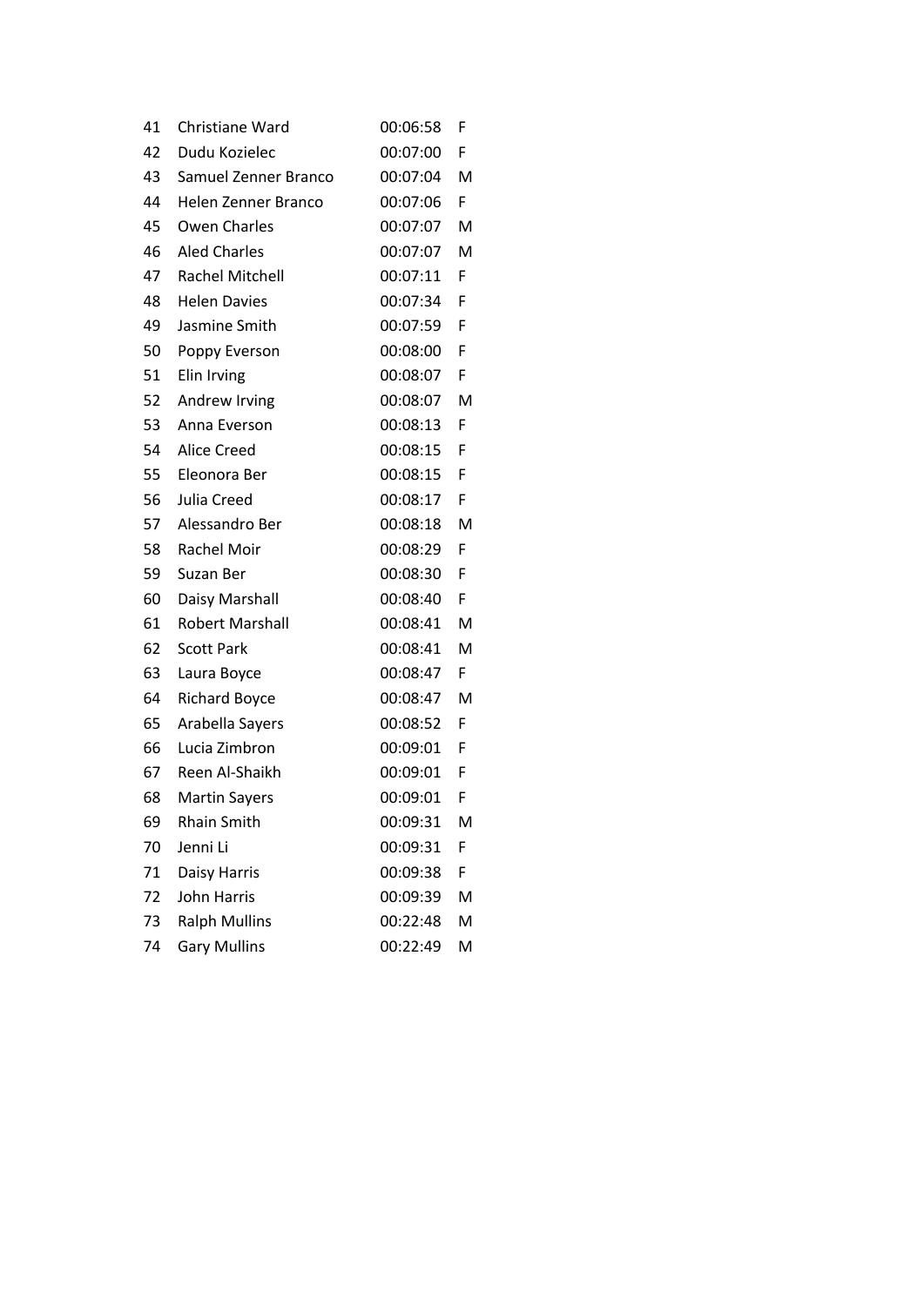| | | | |
|---|---|---|---|
| 41 | Christiane Ward | 00:06:58 | F |
| 42 | Dudu Kozielec | 00:07:00 | F |
| 43 | Samuel Zenner Branco | 00:07:04 | M |
| 44 | Helen Zenner Branco | 00:07:06 | F |
| 45 | Owen Charles | 00:07:07 | M |
| 46 | Aled Charles | 00:07:07 | M |
| 47 | Rachel Mitchell | 00:07:11 | F |
| 48 | Helen Davies | 00:07:34 | F |
| 49 | Jasmine Smith | 00:07:59 | F |
| 50 | Poppy Everson | 00:08:00 | F |
| 51 | Elin Irving | 00:08:07 | F |
| 52 | Andrew Irving | 00:08:07 | M |
| 53 | Anna Everson | 00:08:13 | F |
| 54 | Alice Creed | 00:08:15 | F |
| 55 | Eleonora Ber | 00:08:15 | F |
| 56 | Julia Creed | 00:08:17 | F |
| 57 | Alessandro Ber | 00:08:18 | M |
| 58 | Rachel Moir | 00:08:29 | F |
| 59 | Suzan Ber | 00:08:30 | F |
| 60 | Daisy Marshall | 00:08:40 | F |
| 61 | Robert Marshall | 00:08:41 | M |
| 62 | Scott Park | 00:08:41 | M |
| 63 | Laura Boyce | 00:08:47 | F |
| 64 | Richard Boyce | 00:08:47 | M |
| 65 | Arabella Sayers | 00:08:52 | F |
| 66 | Lucia Zimbron | 00:09:01 | F |
| 67 | Reen Al-Shaikh | 00:09:01 | F |
| 68 | Martin Sayers | 00:09:01 | F |
| 69 | Rhain Smith | 00:09:31 | M |
| 70 | Jenni Li | 00:09:31 | F |
| 71 | Daisy Harris | 00:09:38 | F |
| 72 | John Harris | 00:09:39 | M |
| 73 | Ralph Mullins | 00:22:48 | M |
| 74 | Gary Mullins | 00:22:49 | M |